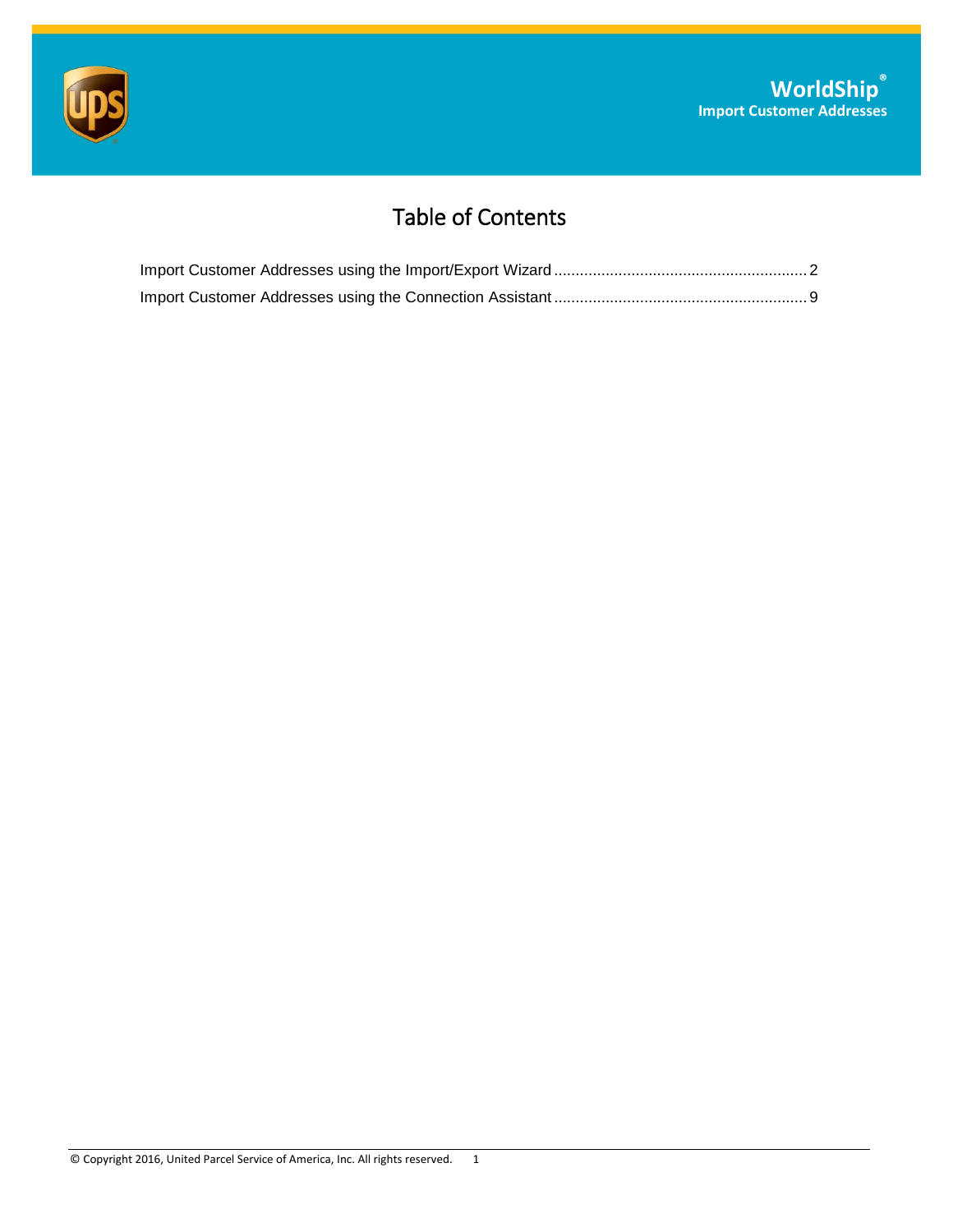**WorldShip®**
**Import Customer Addresses**

# Table of Contents

Import Customer Addresses using the Import/Export Wizard ........................................................... 2

Import Customer Addresses using the Connection Assistant ........................................................... 9

© Copyright 2016, United Parcel Service of America, Inc. All rights reserved.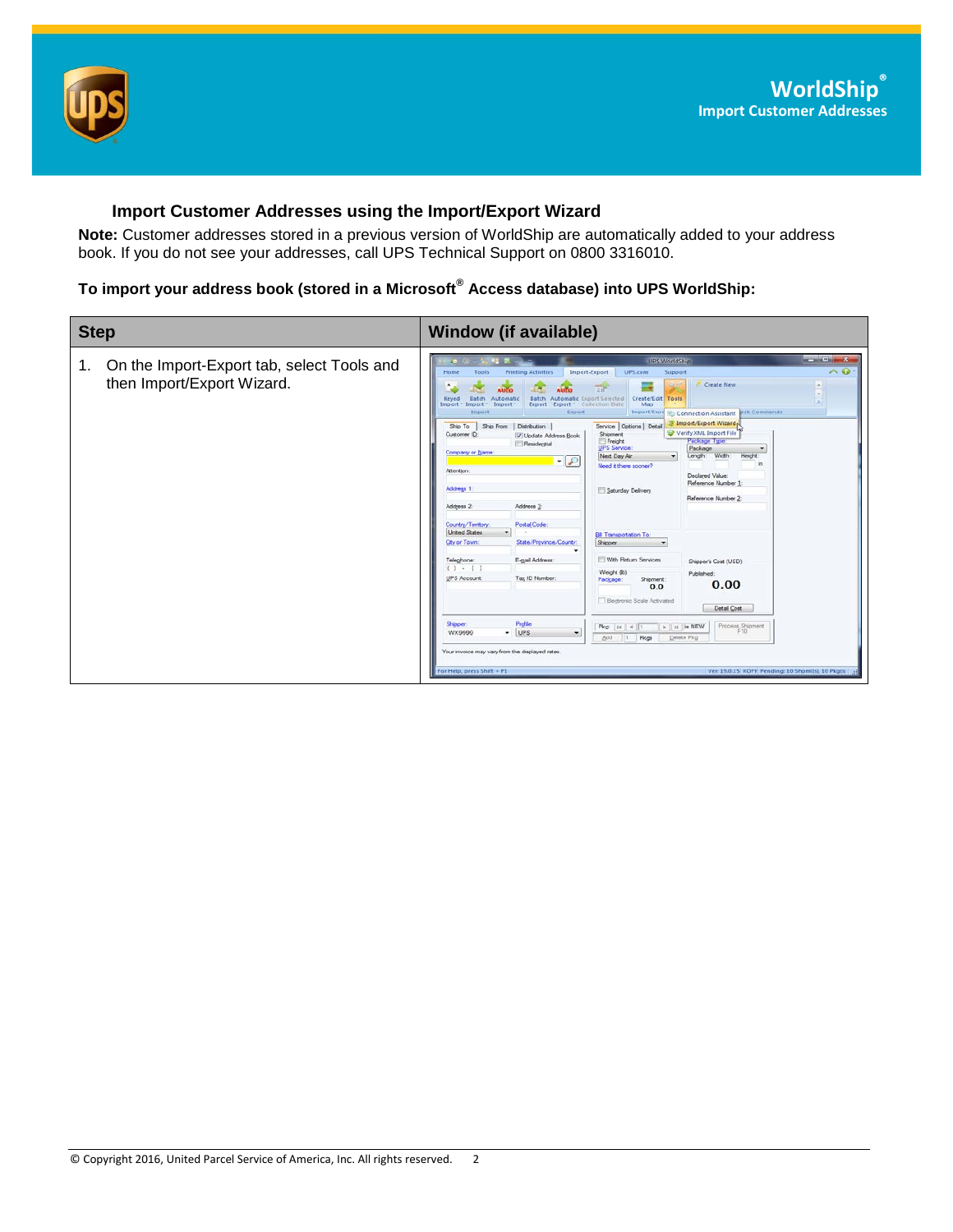## Import Customer Addresses using the Import/Export Wizard

**Note:** Customer addresses stored in a previous version of WorldShip are automatically added to your address book. If you do not see your addresses, call UPS Technical Support on 0800 3316010.

**To import your address book (stored in a Microsoft® Access database) into UPS WorldShip:**

| Step | Window (if available) |
| --- | --- |
| 1. On the Import-Export tab, select Tools and then Import/Export Wizard. | |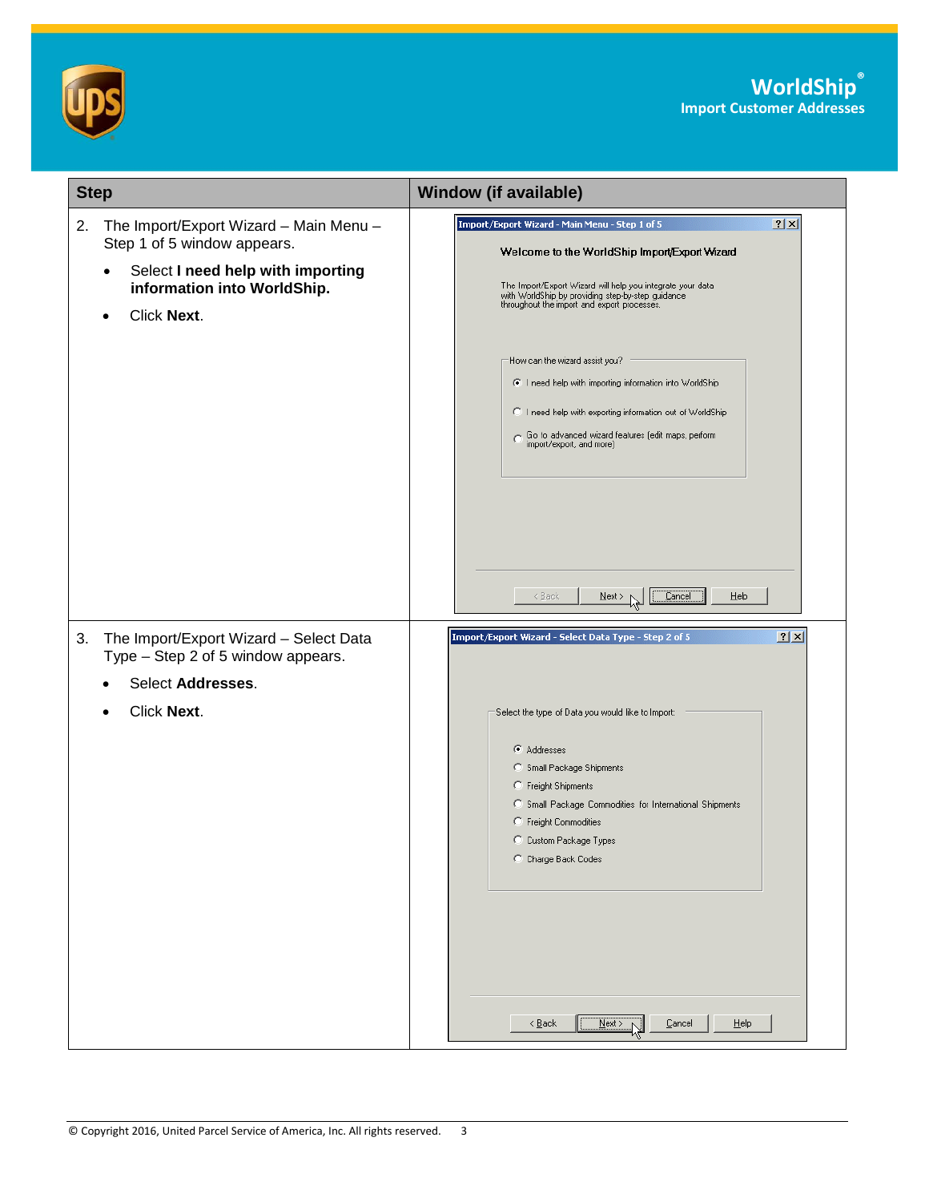| Step | Window (if available) |
|---|---|
| 2. The Import/Export Wizard – Main Menu – Step 1 of 5 window appears.<br>• Select **I need help with importing information into WorldShip.**<br>• Click **Next**. | |
| 3. The Import/Export Wizard – Select Data Type – Step 2 of 5 window appears.<br>• Select **Addresses**.<br>• Click **Next**. | |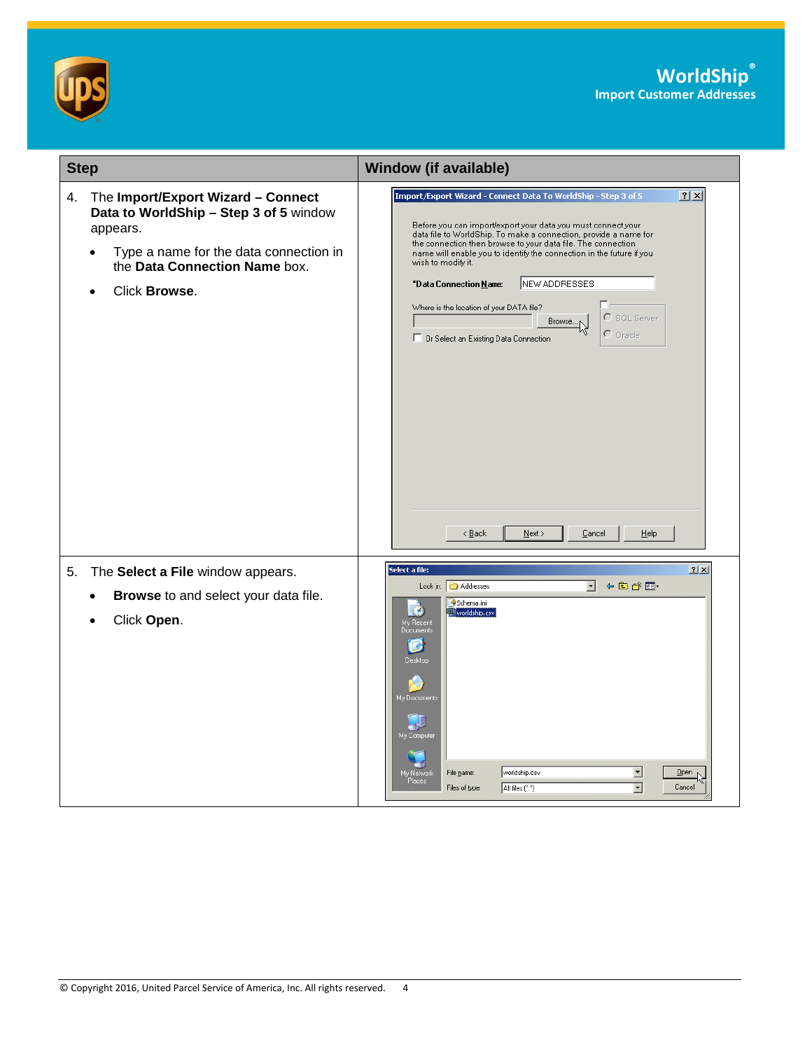| Step | Window (if available) |
|---|---|
| 4. The **Import/Export Wizard – Connect Data to WorldShip – Step 3 of 5** window appears.<br>• Type a name for the data connection in the **Data Connection Name** box.<br>• Click **Browse**. | |
| 5. The **Select a File** window appears.<br>• **Browse** to and select your data file.<br>• Click **Open**. | |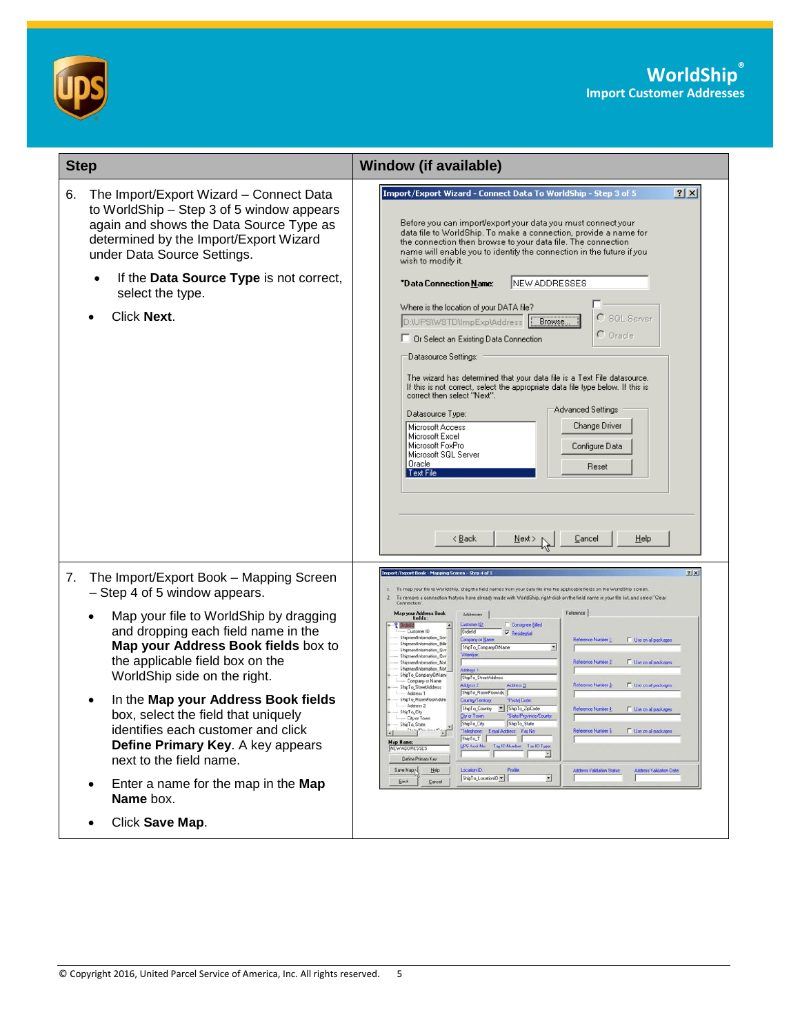| Step | Window (if available) |
| --- | --- |
| 6. The Import/Export Wizard – Connect Data to WorldShip – Step 3 of 5 window appears again and shows the Data Source Type as determined by the Import/Export Wizard under Data Source Settings.<br><br>• If the **Data Source Type** is not correct, select the type.<br><br>• Click **Next**. | |
| 7. The Import/Export Book – Mapping Screen – Step 4 of 5 window appears.<br><br>• Map your file to WorldShip by dragging and dropping each field name in the **Map your Address Book fields** box to the applicable field box on the WorldShip side on the right.<br><br>• In the **Map your Address Book fields** box, select the field that uniquely identifies each customer and click **Define Primary Key**. A key appears next to the field name.<br><br>• Enter a name for the map in the **Map Name** box.<br><br>• Click **Save Map**. | |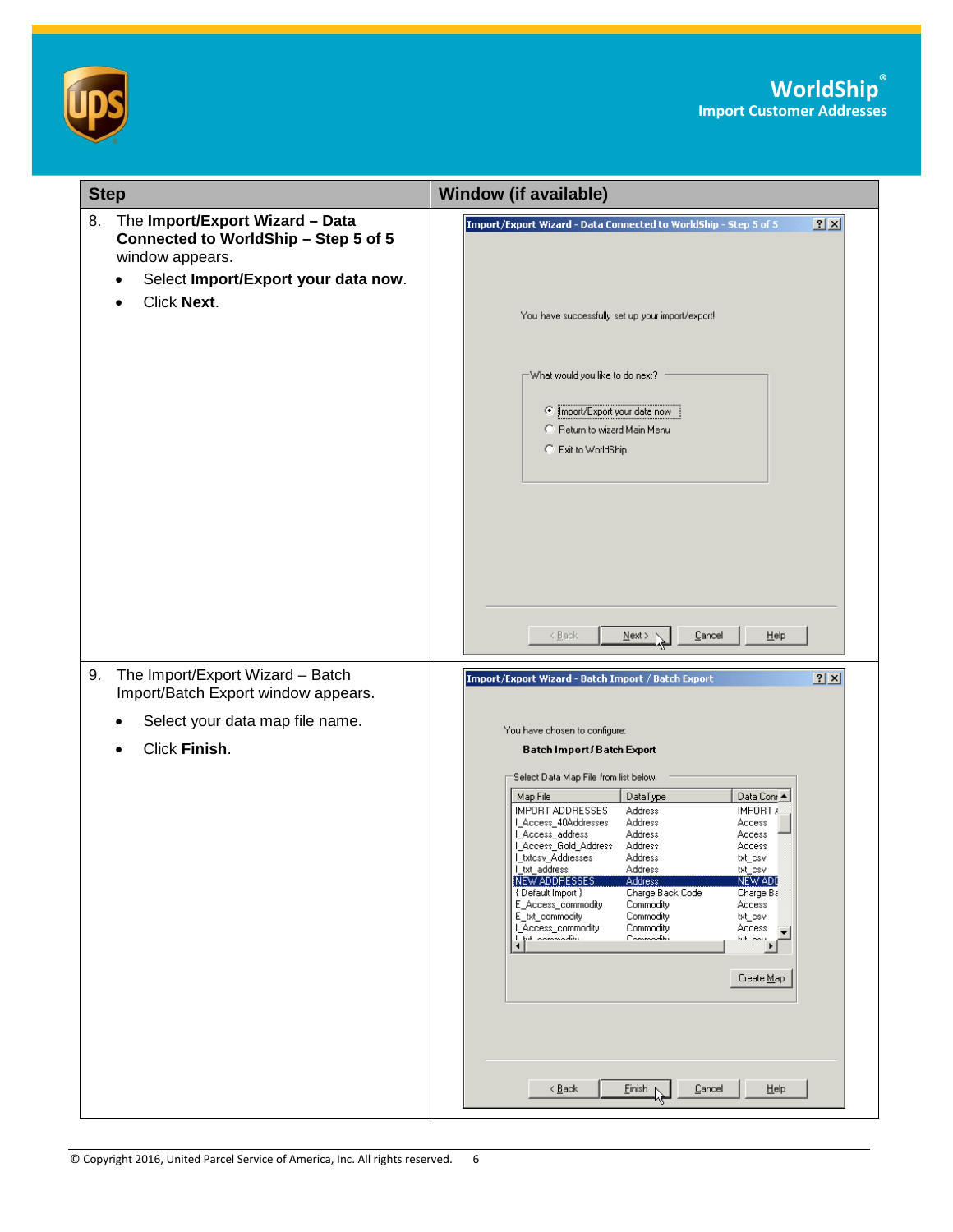| Step | Window (if available) |
|---|---|
| 8. The **Import/Export Wizard – Data Connected to WorldShip – Step 5 of 5** window appears.<br>• Select **Import/Export your data now**.<br>• Click **Next**. | |
| 9. The Import/Export Wizard – Batch Import/Batch Export window appears.<br>• Select your data map file name.<br>• Click **Finish**. | |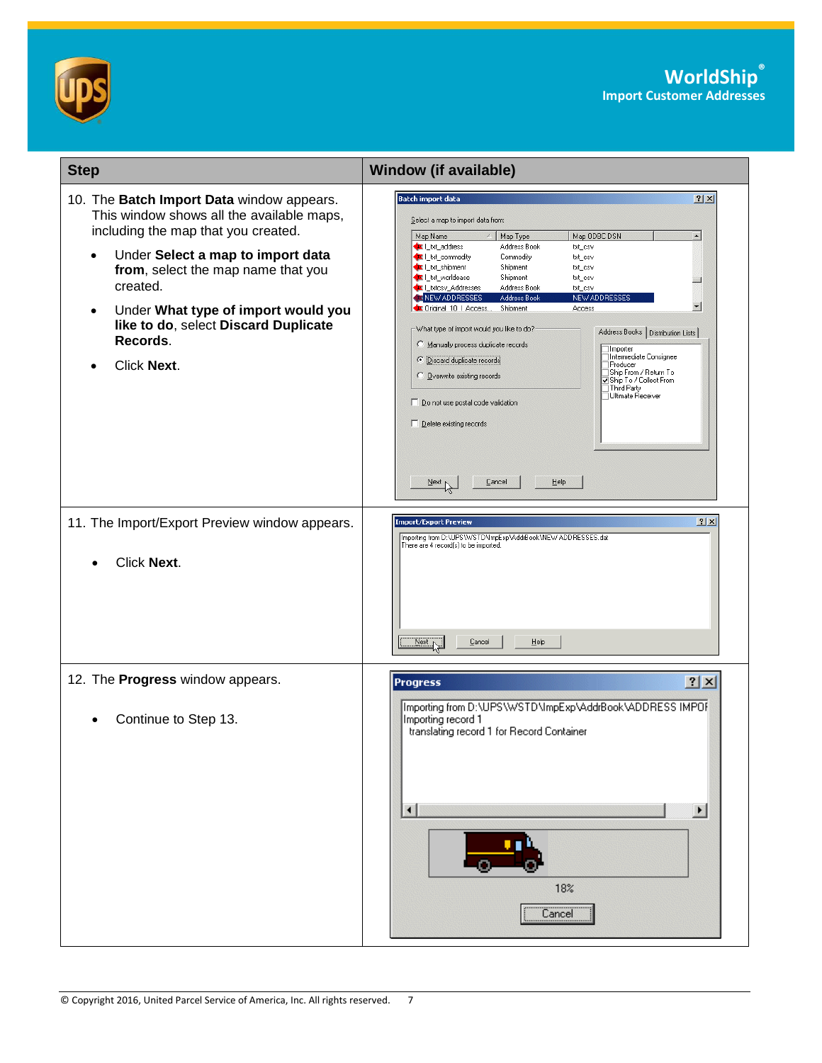| Step | Window (if available) |
|---|---|
| 10. The **Batch Import Data** window appears. This window shows all the available maps, including the map that you created.<br>• Under **Select a map to import data from**, select the map name that you created.<br>• Under **What type of import would you like to do**, select **Discard Duplicate Records**.<br>• Click **Next**. | |
| 11. The Import/Export Preview window appears.<br>• Click **Next**. | |
| 12. The **Progress** window appears.<br>• Continue to Step 13. | |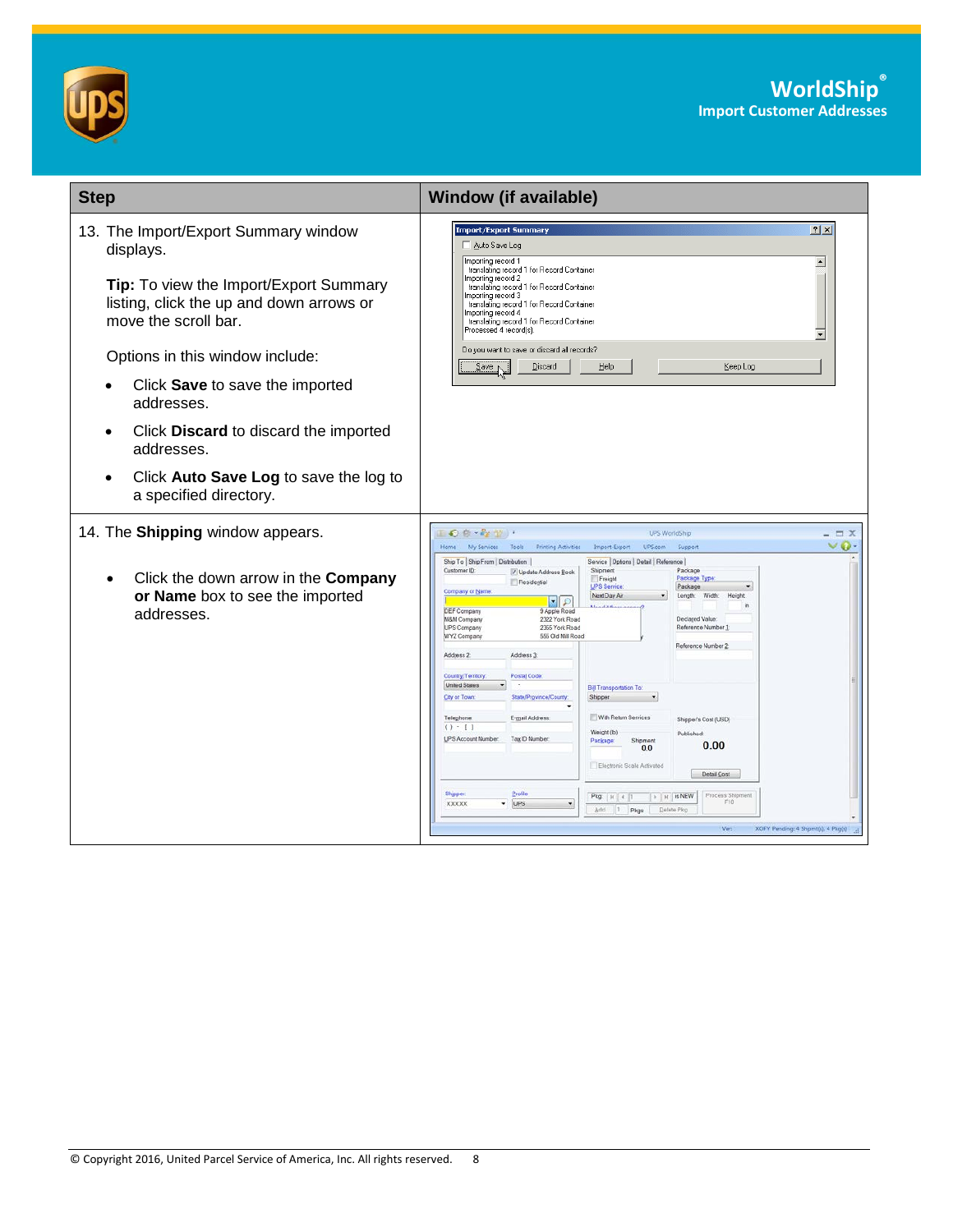| Step | Window (if available) |
| --- | --- |
| 13. The Import/Export Summary window displays.<br><br>**Tip:** To view the Import/Export Summary listing, click the up and down arrows or move the scroll bar.<br><br>Options in this window include:<br><br>• Click **Save** to save the imported addresses.<br>• Click **Discard** to discard the imported addresses.<br>• Click **Auto Save Log** to save the log to a specified directory. | |
| 14. The **Shipping** window appears.<br><br>• Click the down arrow in the **Company or Name** box to see the imported addresses. | |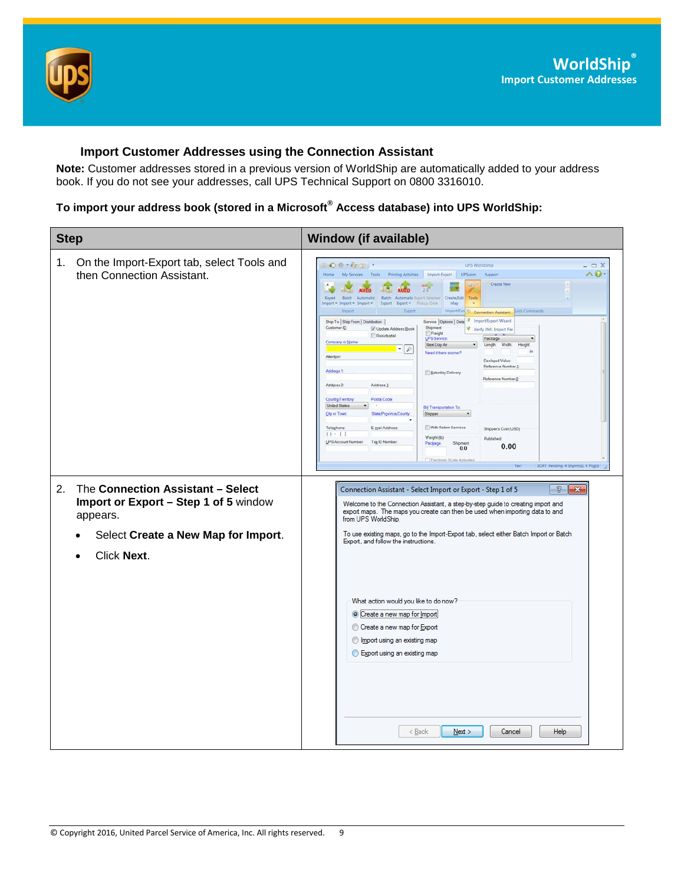## Import Customer Addresses using the Connection Assistant

**Note:** Customer addresses stored in a previous version of WorldShip are automatically added to your address book. If you do not see your addresses, call UPS Technical Support on 0800 3316010.

**To import your address book (stored in a Microsoft® Access database) into UPS WorldShip:**

| Step | Window (if available) |
|---|---|
| 1. On the Import-Export tab, select Tools and then Connection Assistant. | |
| 2. The **Connection Assistant – Select Import or Export – Step 1 of 5** window appears.<br>• Select **Create a New Map for Import**.<br>• Click **Next**. | |

© Copyright 2016, United Parcel Service of America, Inc. All rights reserved.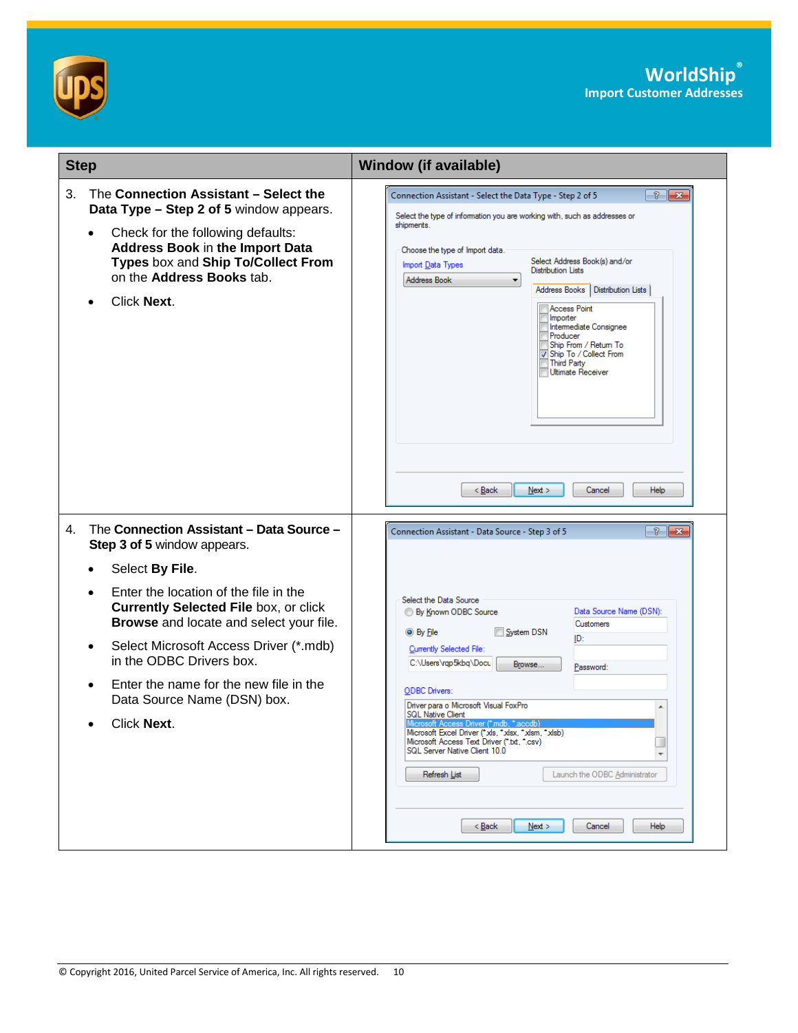| Step | Window (if available) |
| --- | --- |
| 3. The **Connection Assistant – Select the Data Type – Step 2 of 5** window appears.<br><br>• Check for the following defaults: **Address Book** in the **Import Data Types** box and **Ship To/Collect From** on the **Address Books** tab.<br><br>• Click **Next**. | |
| 4. The **Connection Assistant – Data Source – Step 3 of 5** window appears.<br><br>• Select **By File**.<br><br>• Enter the location of the file in the **Currently Selected File** box, or click **Browse** and locate and select your file.<br><br>• Select Microsoft Access Driver (*.mdb) in the ODBC Drivers box.<br><br>• Enter the name for the new file in the Data Source Name (DSN) box.<br><br>• Click **Next**. | |

© Copyright 2016, United Parcel Service of America, Inc. All rights reserved.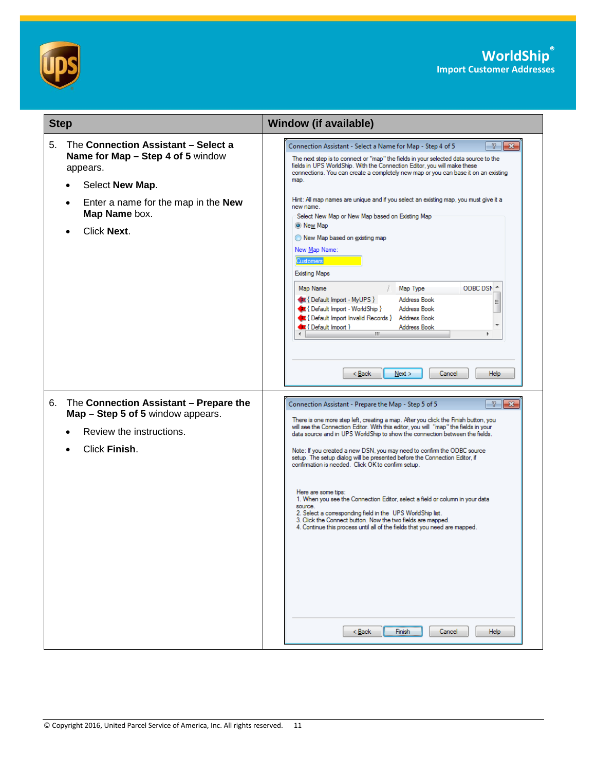| Step | Window (if available) |
|---|---|
| 5. The **Connection Assistant – Select a Name for Map – Step 4 of 5** window appears.<br>• Select **New Map**.<br>• Enter a name for the map in the **New Map Name** box.<br>• Click **Next**. | |
| 6. The **Connection Assistant – Prepare the Map – Step 5 of 5** window appears.<br>• Review the instructions.<br>• Click **Finish**. | |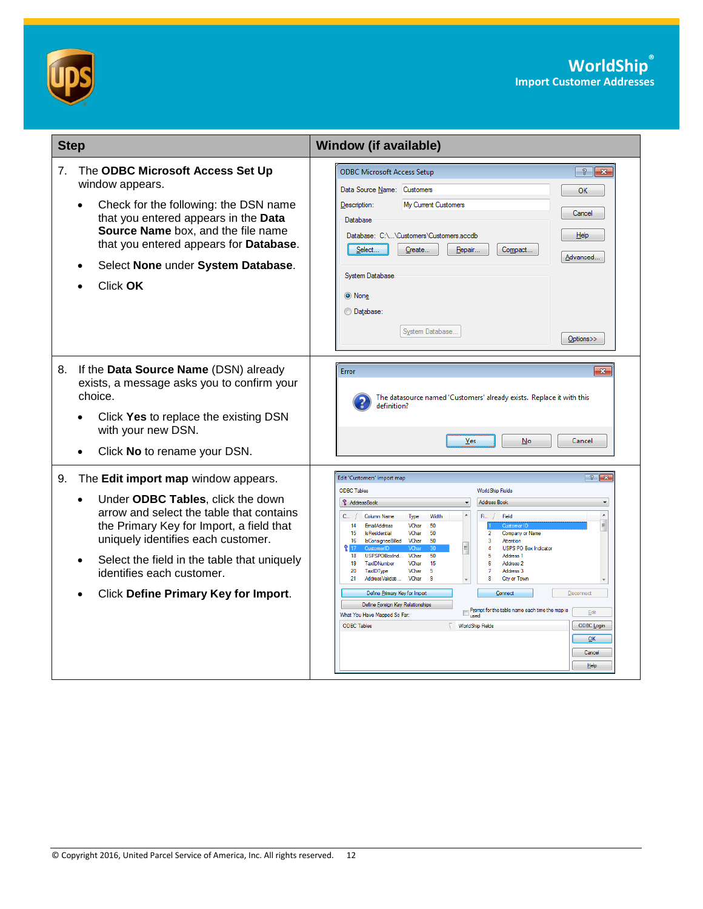| Step | Window (if available) |
|---|---|
| 7. The **ODBC Microsoft Access Set Up** window appears.<br>• Check for the following: the DSN name that you entered appears in the **Data Source Name** box, and the file name that you entered appears for **Database**.<br>• Select **None** under **System Database**.<br>• Click **OK** | |
| 8. If the **Data Source Name** (DSN) already exists, a message asks you to confirm your choice.<br>• Click **Yes** to replace the existing DSN with your new DSN.<br>• Click **No** to rename your DSN. | |
| 9. The **Edit import map** window appears.<br>• Under **ODBC Tables**, click the down arrow and select the table that contains the Primary Key for Import, a field that uniquely identifies each customer.<br>• Select the field in the table that uniquely identifies each customer.<br>• Click **Define Primary Key for Import**. | |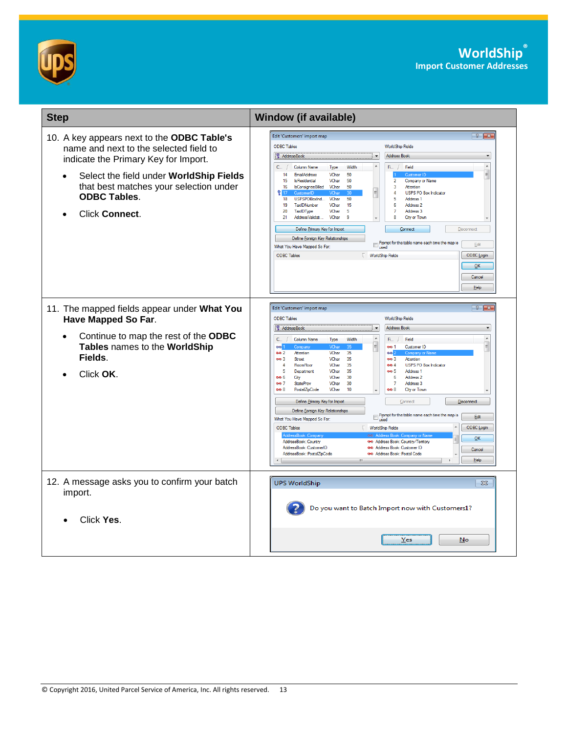| Step | Window (if available) |
|---|---|
| 10. A key appears next to the **ODBC Table's** name and next to the selected field to indicate the Primary Key for Import.<br>• Select the field under **WorldShip Fields** that best matches your selection under **ODBC Tables**.<br>• Click **Connect**. | |
| 11. The mapped fields appear under **What You Have Mapped So Far**.<br>• Continue to map the rest of the **ODBC Tables** names to the **WorldShip Fields**.<br>• Click **OK**. | |
| 12. A message asks you to confirm your batch import.<br>• Click **Yes**. | |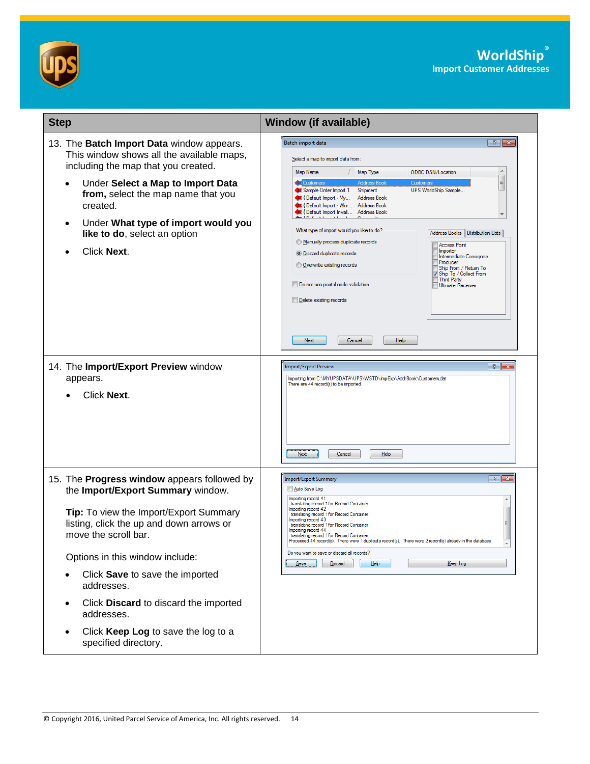| Step | Window (if available) |
|---|---|
| 13. The **Batch Import Data** window appears. This window shows all the available maps, including the map that you created.<br>• Under **Select a Map to Import Data from,** select the map name that you created.<br>• Under **What type of import would you like to do**, select an option<br>• Click **Next**. | |
| 14. The **Import/Export Preview** window appears.<br>• Click **Next**. | |
| 15. The **Progress window** appears followed by the **Import/Export Summary** window.<br><br>**Tip:** To view the Import/Export Summary listing, click the up and down arrows or move the scroll bar.<br><br>Options in this window include:<br>• Click **Save** to save the imported addresses.<br>• Click **Discard** to discard the imported addresses.<br>• Click **Keep Log** to save the log to a specified directory. | |

© Copyright 2016, United Parcel Service of America, Inc. All rights reserved.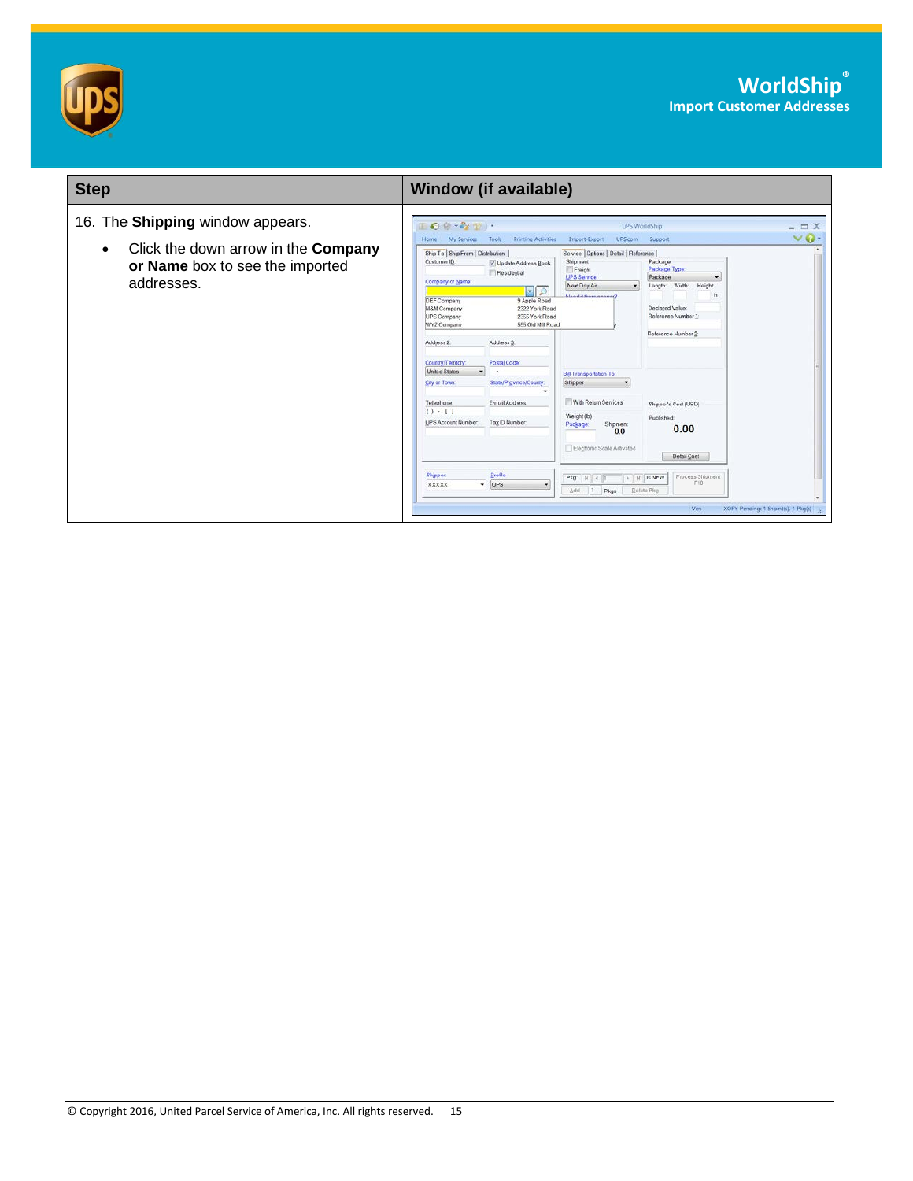# WorldShip®
## Import Customer Addresses

| Step | Window (if available) |
| --- | --- |
| 16. The **Shipping** window appears.<br>• Click the down arrow in the **Company or Name** box to see the imported addresses. | |

© Copyright 2016, United Parcel Service of America, Inc. All rights reserved.